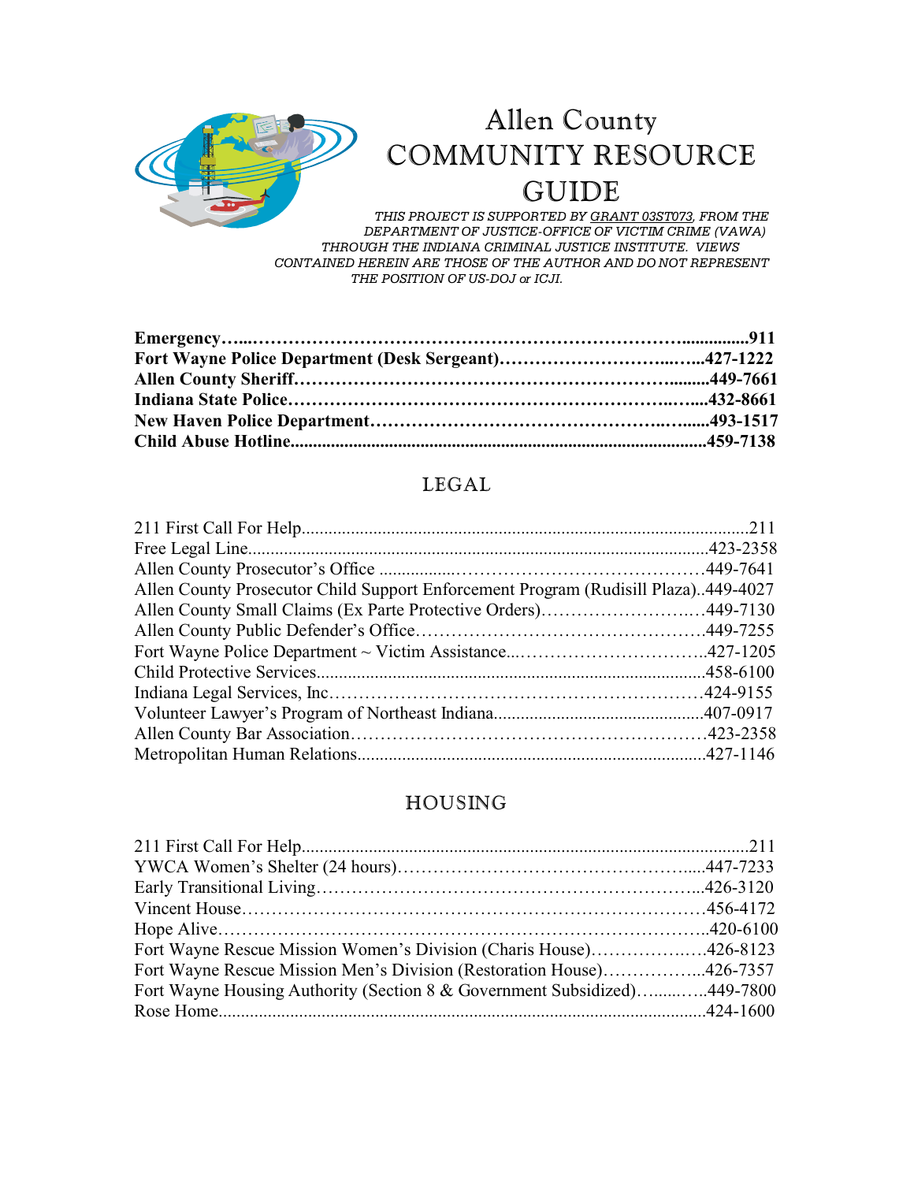# Allen County COMMUNITY RESOURCE GUIDE

*THIS PROJECT IS SUPPORTED BY GRANT 03ST073, FROM THE DEPARTMENT OF JUSTICE-OFFICE OF VICTIM CRIME (VAWA) THROUGH THE INDIANA CRIMINAL JUSTICE INSTITUTE. VIEWS CONTAINED HEREIN ARE THOSE OF THE AUTHOR AND DO NOT REPRESENT THE POSITION OF US-DOJ or ICJI.*

**Emergency……………………………………………………………………………911**
**Fort Wayne Police Department (Desk Sergeant)……………………………427-1222**
**Allen County Sheriff……………………………………………………………449-7661**
**Indiana State Police……………………………………………………………432-8661**
**New Haven Police Department…………………………………………………493-1517**
**Child Abuse Hotline……………………………………………………………459-7138**

## LEGAL

211 First Call For Help……………………………………………………………211
Free Legal Line……………………………………………………………………423-2358
Allen County Prosecutor's Office …………………………………………………449-7641
Allen County Prosecutor Child Support Enforcement Program (Rudisill Plaza)..449-4027
Allen County Small Claims (Ex Parte Protective Orders)………………………449-7130
Allen County Public Defender's Office……………………………………………449-7255
Fort Wayne Police Department ~ Victim Assistance……………………………427-1205
Child Protective Services…………………………………………………………458-6100
Indiana Legal Services, Inc…………………………………………………………424-9155
Volunteer Lawyer's Program of Northeast Indiana………………………………407-0917
Allen County Bar Association………………………………………………………423-2358
Metropolitan Human Relations……………………………………………………427-1146

## HOUSING

211 First Call For Help……………………………………………………………211
YWCA Women's Shelter (24 hours)…………………………………………………447-7233
Early Transitional Living……………………………………………………………426-3120
Vincent House………………………………………………………………………456-4172
Hope Alive……………………………………………………………………………420-6100
Fort Wayne Rescue Mission Women's Division (Charis House)…………………426-8123
Fort Wayne Rescue Mission Men's Division (Restoration House)………………426-7357
Fort Wayne Housing Authority (Section 8 & Government Subsidized)…………449-7800
Rose Home……………………………………………………………………………424-1600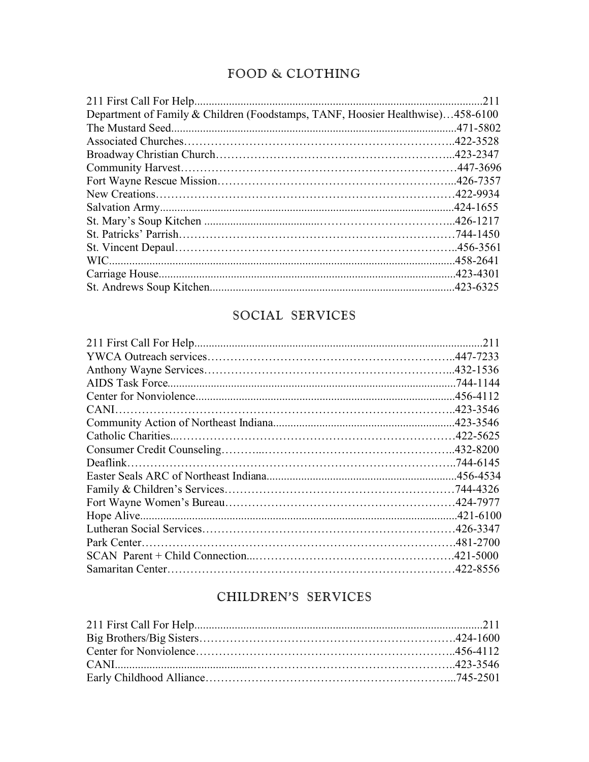## FOOD & CLOTHING

211 First Call For Help....................................................................................................211
Department of Family & Children (Foodstamps, TANF, Hoosier Healthwise)…458-6100
The Mustard Seed...................................................................................................471-5802
Associated Churches……………………………………………………………..422-3528
Broadway Christian Church……………………………………………………...423-2347
Community Harvest………………………………………………………………447-3696
Fort Wayne Rescue Mission……………………………………………………...426-7357
New Creations……………………………………………………………………422-9934
Salvation Army......................................................................................................424-1655
St. Mary's Soup Kitchen .......................................……………………………...426-1217
St. Patricks' Parrish………………………………………………………………744-1450
St. Vincent Depaul………………………………………………………………..456-3561
WIC........................................................................................................................458-2641
Carriage House.......................................................................................................423-4301
St. Andrews Soup Kitchen.....................................................................................423-6325

## SOCIAL SERVICES

211 First Call For Help....................................................................................................211
YWCA Outreach services………………………………………………………..447-7233
Anthony Wayne Services………………………………………………………...432-1536
AIDS Task Force....................................................................................................744-1144
Center for Nonviolence..........................................................................................456-4112
CANI……………………………………………………………………………..423-3546
Community Action of Northeast Indiana...............................................................423-3546
Catholic Charities...………………………………………………………………422-5625
Consumer Credit Counseling………...…………………………………………..432-8200
Deaflink…………………………………………………………………………..744-6145
Easter Seals ARC of Northeast Indiana..................................................................456-4534
Family & Children's Services…………………………………………………….744-4326
Fort Wayne Women's Bureau…………………………………………………….424-7977
Hope Alive..............................................................................................................421-6100
Lutheran Social Services…………………………………………………………426-3347
Park Center……………………………………………………………………….481-2700
SCAN Parent + Child Connection...…………………………………………….421-5000
Samaritan Center…………………………………………………………………422-8556

## CHILDREN'S SERVICES

211 First Call For Help....................................................................................................211
Big Brothers/Big Sisters………………………………………………………….424-1600
Center for Nonviolence…………………………………………………………..456-4112
CANI.............................................………………………………………………..423-3546
Early Childhood Alliance………………………………………………………...745-2501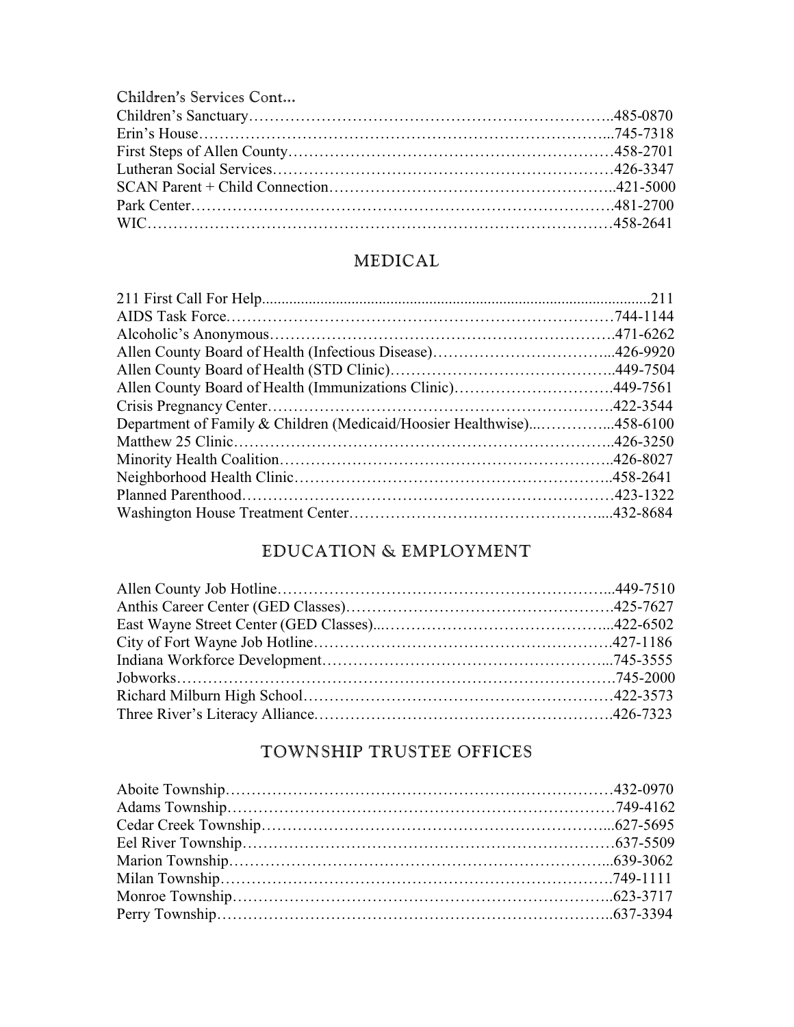Children's Services Cont...

Children's Sanctuary……………………………………………………………..485-0870
Erin's House…………………………………………………………………...745-7318
First Steps of Allen County………………………………………………………458-2701
Lutheran Social Services………………………………………………………426-3347
SCAN Parent + Child Connection……………………………………………..421-5000
Park Center……………………………………………………………………….481-2700
WIC…………………………………………………………………………………458-2641

## MEDICAL

211 First Call For Help....................................................................................................211
AIDS Task Force…………………………………………………………………744-1144
Alcoholic's Anonymous………………………………………………………….471-6262
Allen County Board of Health (Infectious Disease)……………………………...426-9920
Allen County Board of Health (STD Clinic)……………………………………..449-7504
Allen County Board of Health (Immunizations Clinic)………………………….449-7561
Crisis Pregnancy Center………………………………………………………….422-3544
Department of Family & Children (Medicaid/Hoosier Healthwise)...…………...458-6100
Matthew 25 Clinic………………………………………………………………..426-3250
Minority Health Coalition………………………………………………………..426-8027
Neighborhood Health Clinic……………………………………………………..458-2641
Planned Parenthood……………………………………………………………….423-1322
Washington House Treatment Center…………………………………………....432-8684

## EDUCATION & EMPLOYMENT

Allen County Job Hotline………………………………………………………...449-7510
Anthis Career Center (GED Classes)…………………………………………….425-7627
East Wayne Street Center (GED Classes)...……………………………………...422-6502
City of Fort Wayne Job Hotline………………………………………………….427-1186
Indiana Workforce Development………………………………………………...745-3555
Jobworks……………………………………………………………………….…745-2000
Richard Milburn High School……………………………………………………422-3573
Three River's Literacy Alliance.………………………………………………….426-7323

## TOWNSHIP TRUSTEE OFFICES

Aboite Township…………………………………………………………………432-0970
Adams Township…………………………………………………………………749-4162
Cedar Creek Township…………………………………………………………...627-5695
Eel River Township………………………………………………………………637-5509
Marion Township………………………………………………………………...639-3062
Milan Township…………………………………………………………………..749-1111
Monroe Township………………………………………………………………..623-3717
Perry Township…………………………………………………………………..637-3394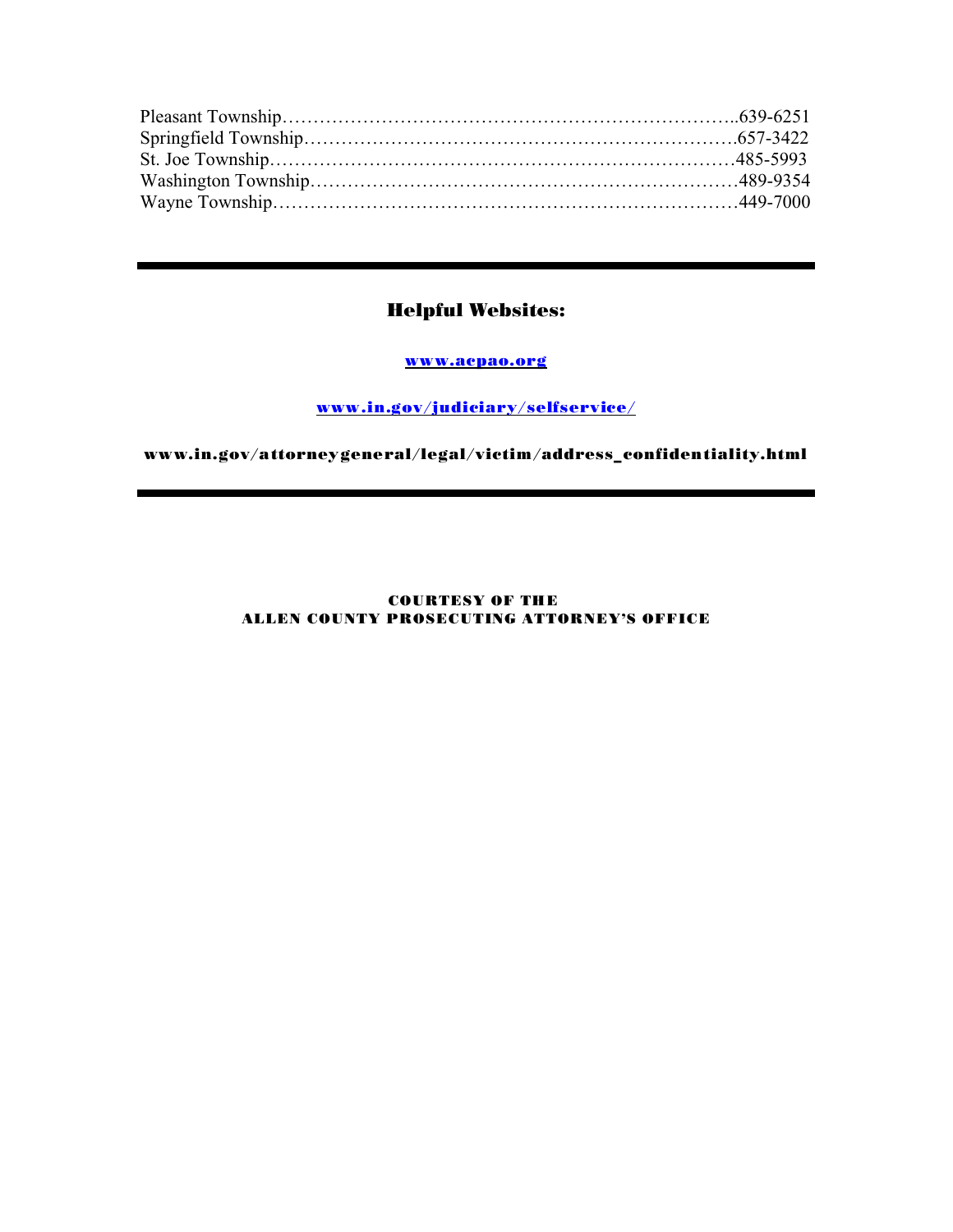Pleasant Township……………………………………………………………..639-6251
Springfield Township…………………………………………………………….657-3422
St. Joe Township…………………………………………………………………485-5993
Washington Township……………………………………………………………489-9354
Wayne Township…………………………………………………………………449-7000

---

## Helpful Websites:

[www.acpao.org](http://www.acpao.org)

[www.in.gov/judiciary/selfservice/](http://www.in.gov/judiciary/selfservice/)

**www.in.gov/attorneygeneral/legal/victim/address_confidentiality.html**

---

**COURTESY OF THE**
**ALLEN COUNTY PROSECUTING ATTORNEY'S OFFICE**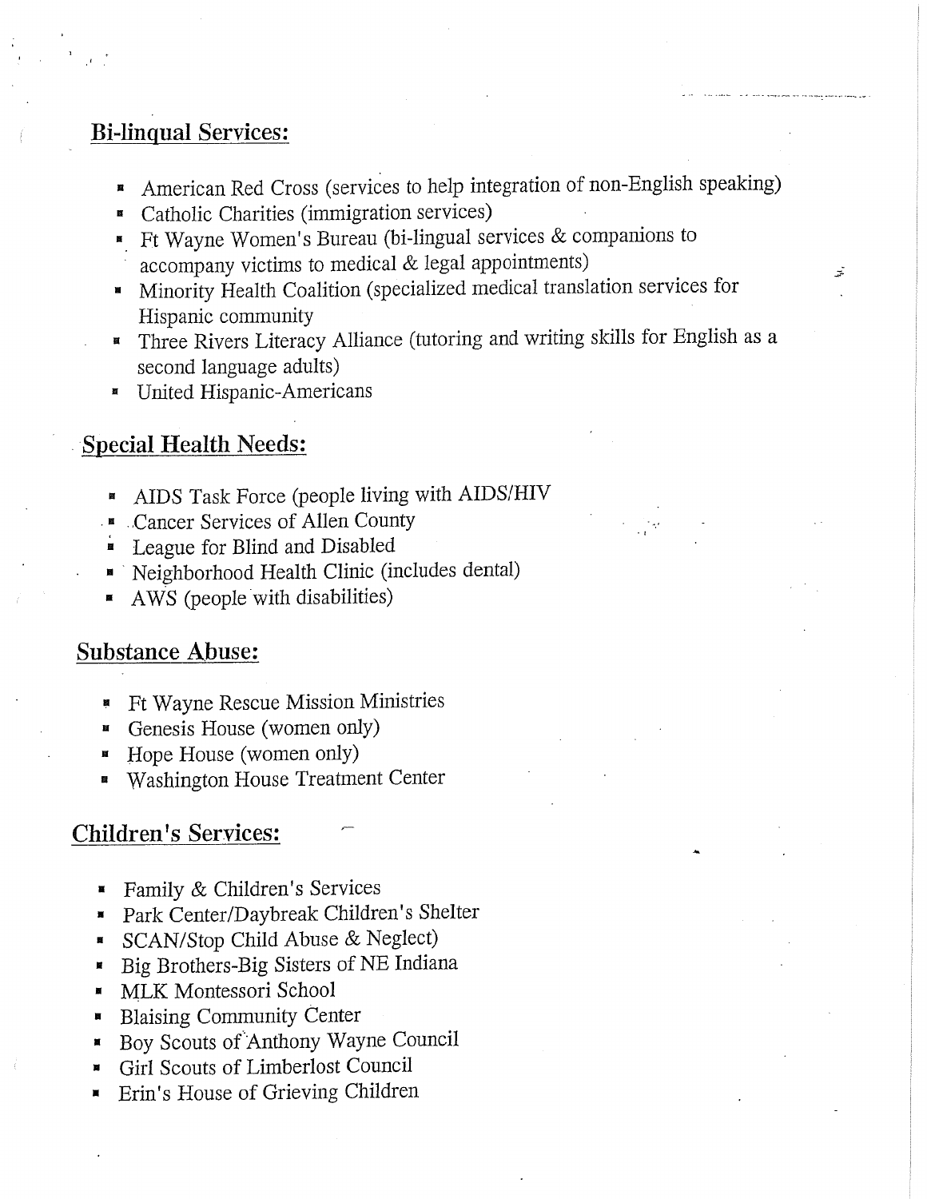## Bi-linqual Services:

- American Red Cross (services to help integration of non-English speaking)
- Catholic Charities (immigration services)
- Ft Wayne Women's Bureau (bi-lingual services & companions to accompany victims to medical & legal appointments)
- Minority Health Coalition (specialized medical translation services for Hispanic community
- Three Rivers Literacy Alliance (tutoring and writing skills for English as a second language adults)
- United Hispanic-Americans

## Special Health Needs:

- AIDS Task Force (people living with AIDS/HIV
- Cancer Services of Allen County
- League for Blind and Disabled
- Neighborhood Health Clinic (includes dental)
- AWS (people with disabilities)

## Substance Abuse:

- Ft Wayne Rescue Mission Ministries
- Genesis House (women only)
- Hope House (women only)
- Washington House Treatment Center

## Children's Services:

- Family & Children's Services
- Park Center/Daybreak Children's Shelter
- SCAN/Stop Child Abuse & Neglect)
- Big Brothers-Big Sisters of NE Indiana
- MLK Montessori School
- Blaising Community Center
- Boy Scouts of Anthony Wayne Council
- Girl Scouts of Limberlost Council
- Erin's House of Grieving Children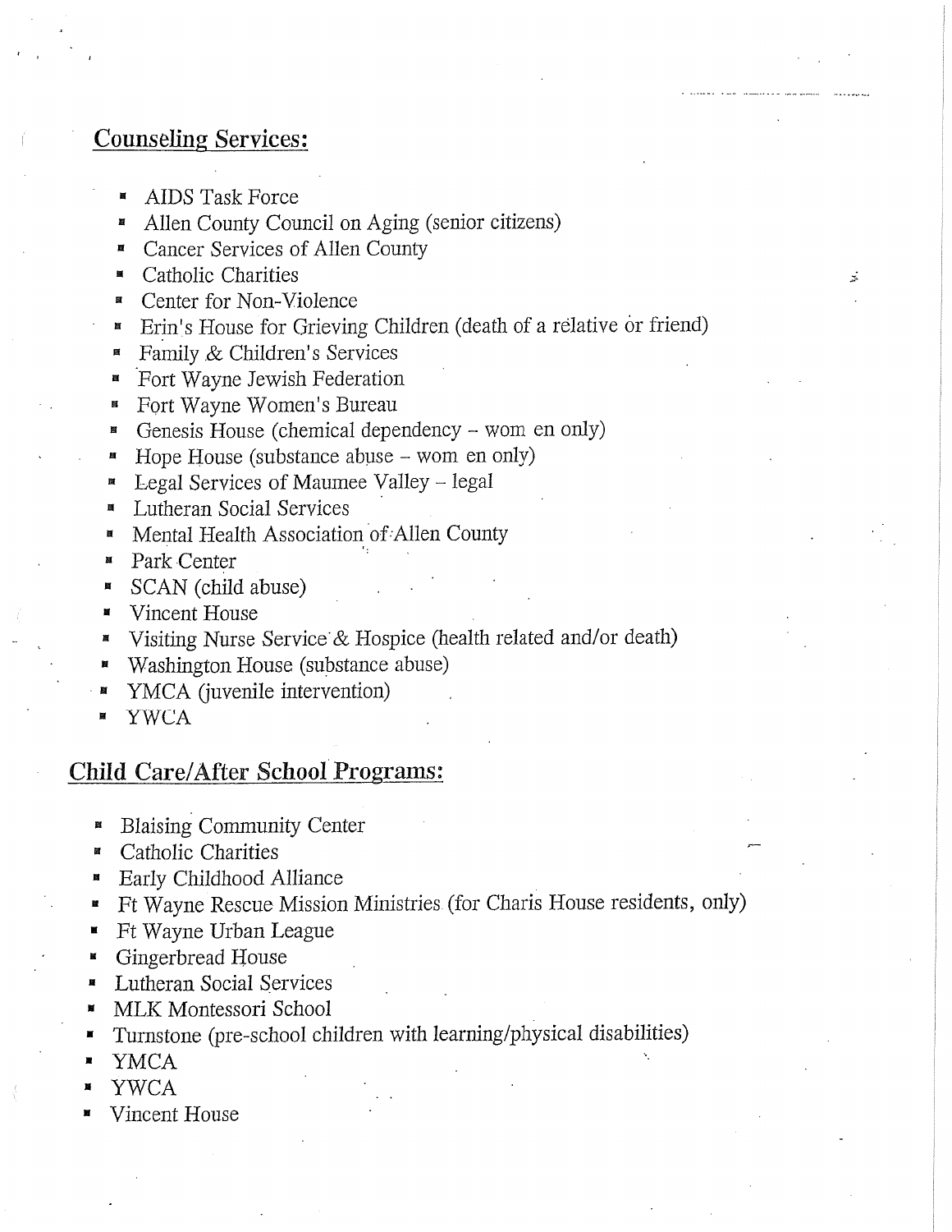## Counseling Services:

- AIDS Task Force
- Allen County Council on Aging (senior citizens)
- Cancer Services of Allen County
- Catholic Charities
- Center for Non-Violence
- Erin's House for Grieving Children (death of a relative or friend)
- Family & Children's Services
- Fort Wayne Jewish Federation
- Fort Wayne Women's Bureau
- Genesis House (chemical dependency – wom en only)
- Hope House (substance abuse – wom en only)
- Legal Services of Maumee Valley – legal
- Lutheran Social Services
- Mental Health Association of Allen County
- Park Center
- SCAN (child abuse)
- Vincent House
- Visiting Nurse Service & Hospice (health related and/or death)
- Washington House (substance abuse)
- YMCA (juvenile intervention)
- YWCA

## Child Care/After School Programs:

- Blaising Community Center
- Catholic Charities
- Early Childhood Alliance
- Ft Wayne Rescue Mission Ministries (for Charis House residents, only)
- Ft Wayne Urban League
- Gingerbread House
- Lutheran Social Services
- MLK Montessori School
- Turnstone (pre-school children with learning/physical disabilities)
- YMCA
- YWCA
- Vincent House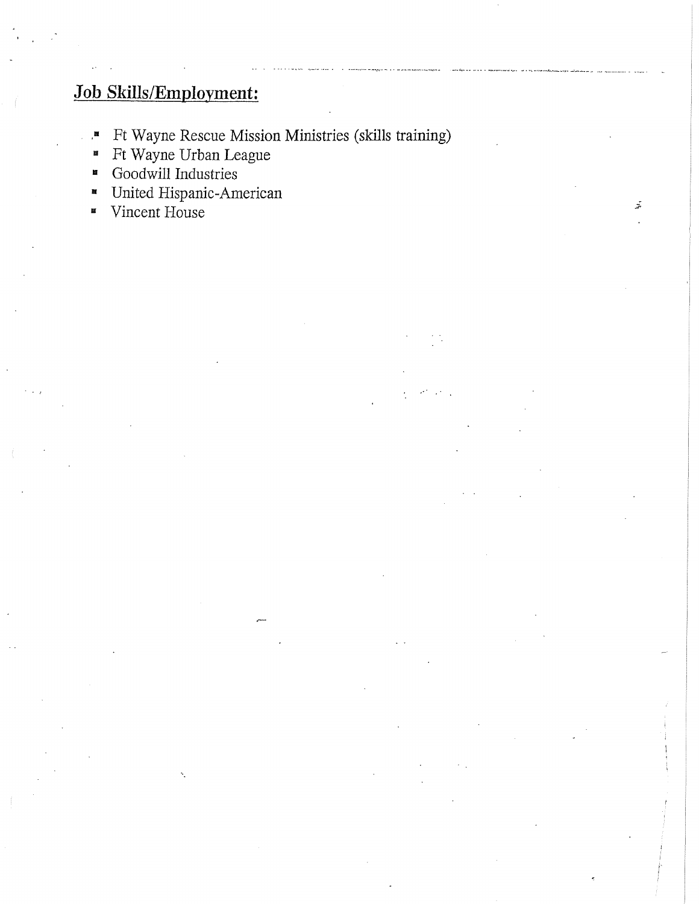## Job Skills/Employment:

- Ft Wayne Rescue Mission Ministries (skills training)
- Ft Wayne Urban League
- Goodwill Industries
- United Hispanic-American
- Vincent House